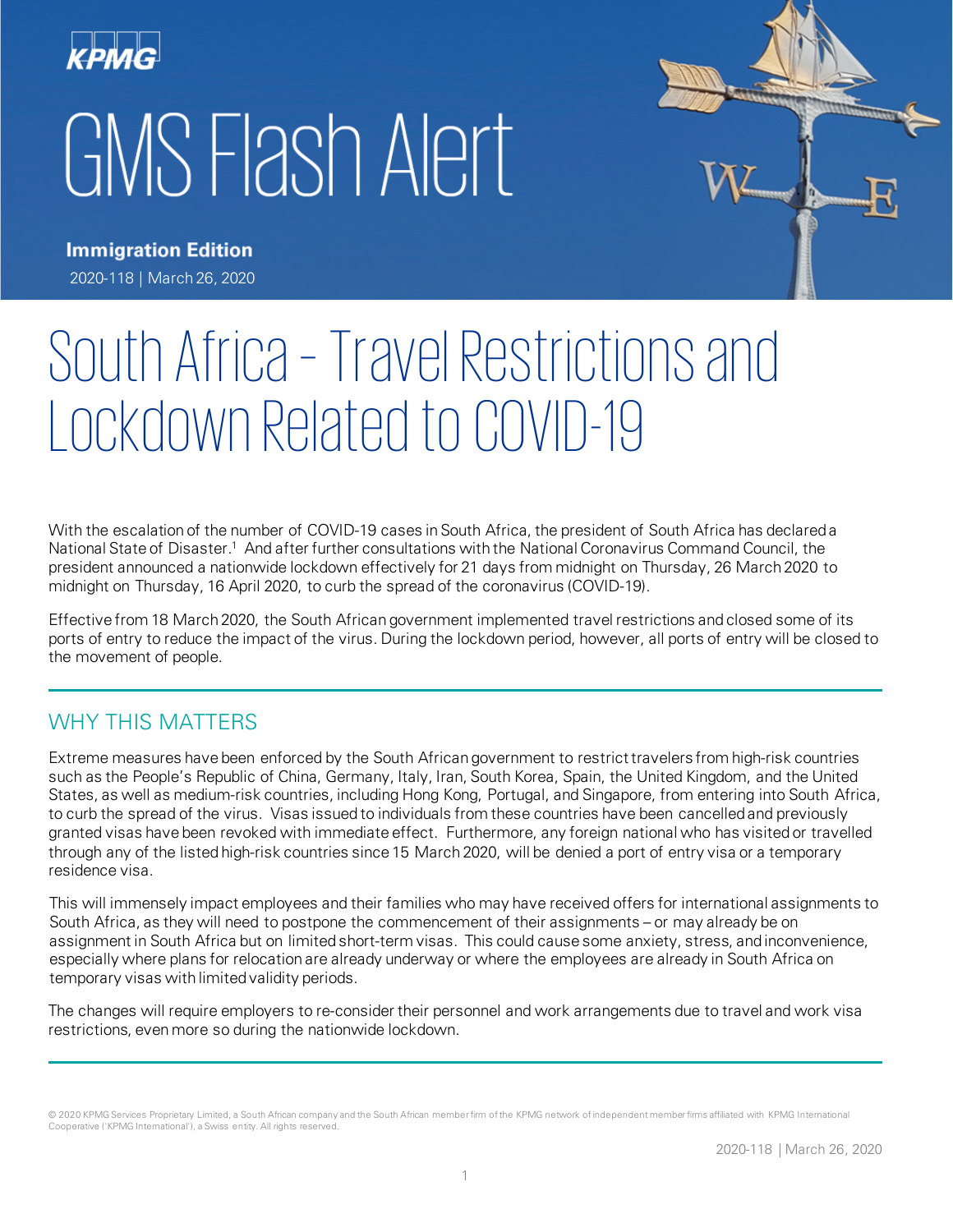KPMG

# GMS Flash Alert

**Immigration Edition**

2020-118 | March 26, 2020

# South Africa – Travel Restrictions and Lockdown Related to COVID-19

With the escalation of the number of COVID-19 cases in South Africa, the president of South Africa has declared a National State of Disaster.[1] And after further consultations with the National Coronavirus Command Council, the president announced a nationwide lockdown effectively for 21 days from midnight on Thursday, 26 March 2020 to midnight on Thursday, 16 April 2020, to curb the spread of the coronavirus (COVID-19).

Effective from 18 March 2020, the South African government implemented travel restrictions and closed some of its ports of entry to reduce the impact of the virus. During the lockdown period, however, all ports of entry will be closed to the movement of people.

## WHY THIS MATTERS

Extreme measures have been enforced by the South African government to restrict travelers from high-risk countries such as the People's Republic of China, Germany, Italy, Iran, South Korea, Spain, the United Kingdom, and the United States, as well as medium-risk countries, including Hong Kong, Portugal, and Singapore, from entering into South Africa, to curb the spread of the virus. Visas issued to individuals from these countries have been cancelled and previously granted visas have been revoked with immediate effect. Furthermore, any foreign national who has visited or travelled through any of the listed high-risk countries since 15 March 2020, will be denied a port of entry visa or a temporary residence visa.

This will immensely impact employees and their families who may have received offers for international assignments to South Africa, as they will need to postpone the commencement of their assignments – or may already be on assignment in South Africa but on limited short-term visas. This could cause some anxiety, stress, and inconvenience, especially where plans for relocation are already underway or where the employees are already in South Africa on temporary visas with limited validity periods.

The changes will require employers to re-consider their personnel and work arrangements due to travel and work visa restrictions, even more so during the nationwide lockdown.

© 2020 KPMG Services Proprietary Limited, a South African company and the South African member firm of the KPMG network of independent member firms affiliated with KPMG International Cooperative ('KPMG International'), a Swiss entity. All rights reserved.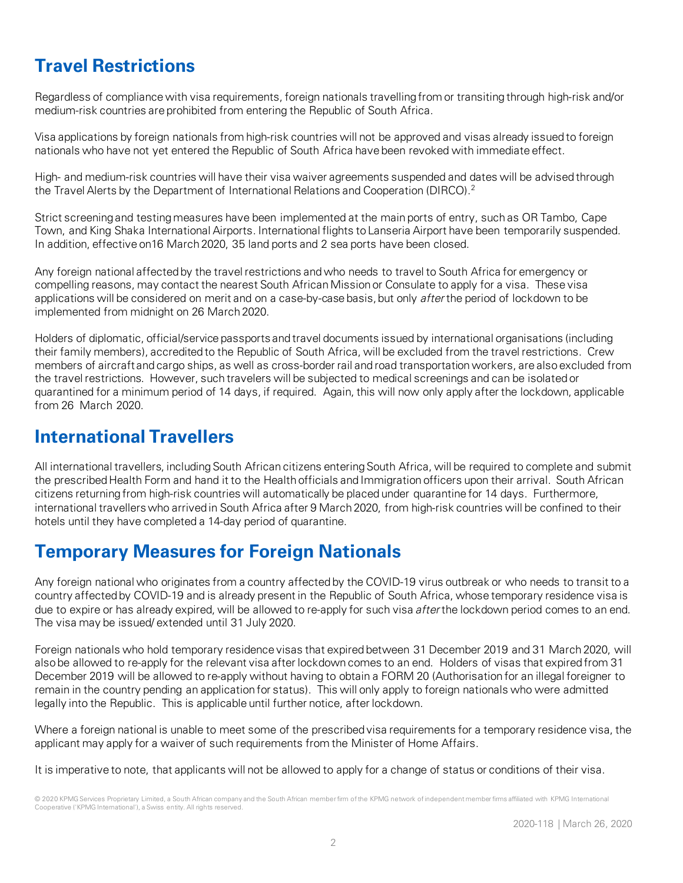## Travel Restrictions

Regardless of compliance with visa requirements, foreign nationals travelling from or transiting through high-risk and/or medium-risk countries are prohibited from entering the Republic of South Africa.

Visa applications by foreign nationals from high-risk countries will not be approved and visas already issued to foreign nationals who have not yet entered the Republic of South Africa have been revoked with immediate effect.

High- and medium-risk countries will have their visa waiver agreements suspended and dates will be advised through the Travel Alerts by the Department of International Relations and Cooperation (DIRCO).[2]

Strict screening and testing measures have been implemented at the main ports of entry, such as OR Tambo, Cape Town, and King Shaka International Airports. International flights to Lanseria Airport have been temporarily suspended. In addition, effective on16 March 2020, 35 land ports and 2 sea ports have been closed.

Any foreign national affected by the travel restrictions and who needs to travel to South Africa for emergency or compelling reasons, may contact the nearest South African Mission or Consulate to apply for a visa. These visa applications will be considered on merit and on a case-by-case basis, but only *after* the period of lockdown to be implemented from midnight on 26 March 2020.

Holders of diplomatic, official/service passports and travel documents issued by international organisations (including their family members), accredited to the Republic of South Africa, will be excluded from the travel restrictions. Crew members of aircraft and cargo ships, as well as cross-border rail and road transportation workers, are also excluded from the travel restrictions. However, such travelers will be subjected to medical screenings and can be isolated or quarantined for a minimum period of 14 days, if required. Again, this will now only apply after the lockdown, applicable from 26 March 2020.

## International Travellers

All international travellers, including South African citizens entering South Africa, will be required to complete and submit the prescribed Health Form and hand it to the Health officials and Immigration officers upon their arrival. South African citizens returning from high-risk countries will automatically be placed under quarantine for 14 days. Furthermore, international travellers who arrived in South Africa after 9 March 2020, from high-risk countries will be confined to their hotels until they have completed a 14-day period of quarantine.

## Temporary Measures for Foreign Nationals

Any foreign national who originates from a country affected by the COVID-19 virus outbreak or who needs to transit to a country affected by COVID-19 and is already present in the Republic of South Africa, whose temporary residence visa is due to expire or has already expired, will be allowed to re-apply for such visa *after* the lockdown period comes to an end. The visa may be issued/ extended until 31 July 2020.

Foreign nationals who hold temporary residence visas that expired between 31 December 2019 and 31 March 2020, will also be allowed to re-apply for the relevant visa after lockdown comes to an end. Holders of visas that expired from 31 December 2019 will be allowed to re-apply without having to obtain a FORM 20 (Authorisation for an illegal foreigner to remain in the country pending an application for status). This will only apply to foreign nationals who were admitted legally into the Republic. This is applicable until further notice, after lockdown.

Where a foreign national is unable to meet some of the prescribed visa requirements for a temporary residence visa, the applicant may apply for a waiver of such requirements from the Minister of Home Affairs.

It is imperative to note, that applicants will not be allowed to apply for a change of status or conditions of their visa.

© 2020 KPMG Services Proprietary Limited, a South African company and the South African member firm of the KPMG network of independent member firms affiliated with KPMG International Cooperative ('KPMG International'), a Swiss entity. All rights reserved.

2020-118 | March 26, 2020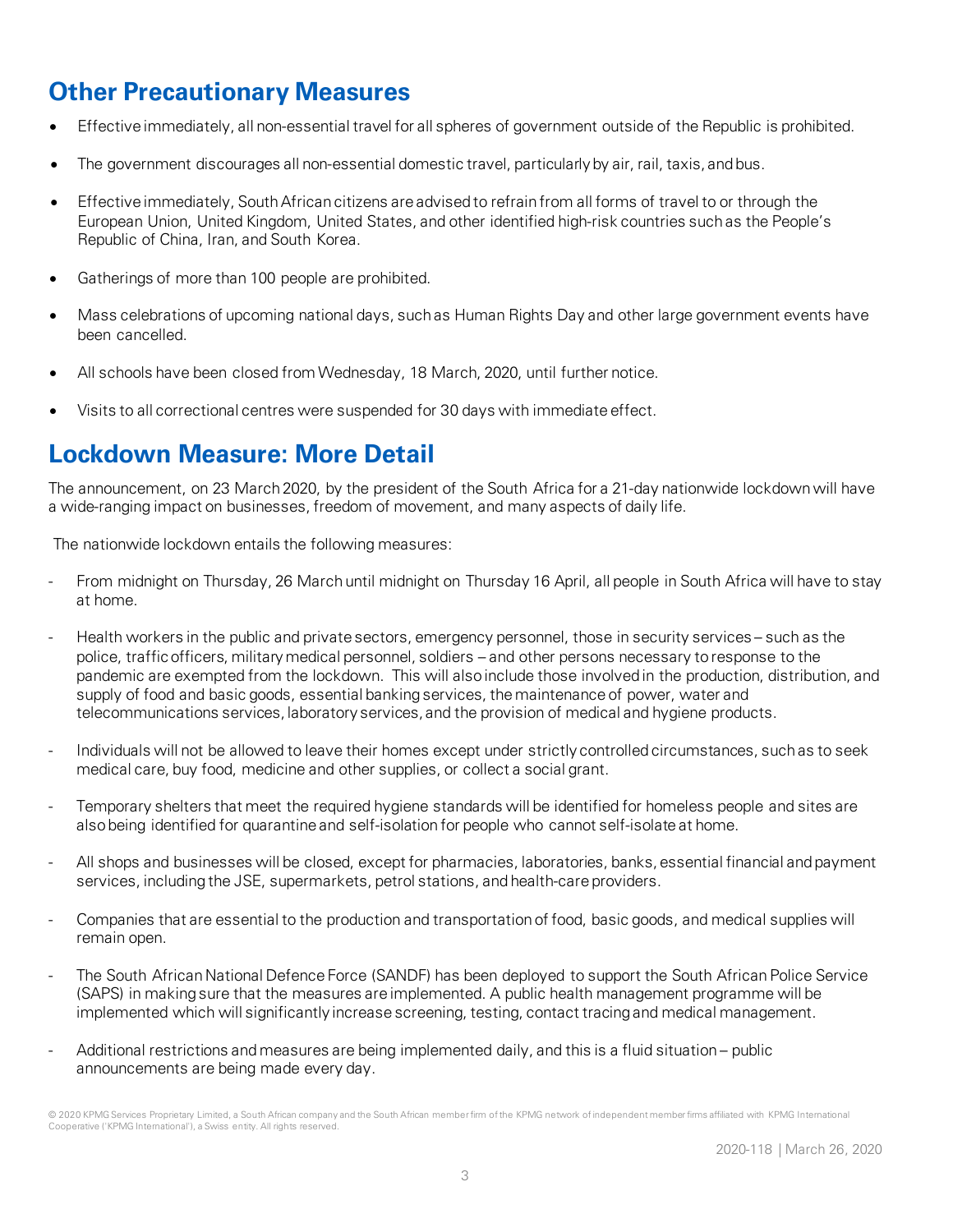## Other Precautionary Measures

- Effective immediately, all non-essential travel for all spheres of government outside of the Republic is prohibited.
- The government discourages all non-essential domestic travel, particularly by air, rail, taxis, and bus.
- Effective immediately, South African citizens are advised to refrain from all forms of travel to or through the European Union, United Kingdom, United States, and other identified high-risk countries such as the People's Republic of China, Iran, and South Korea.
- Gatherings of more than 100 people are prohibited.
- Mass celebrations of upcoming national days, such as Human Rights Day and other large government events have been cancelled.
- All schools have been closed from Wednesday, 18 March, 2020, until further notice.
- Visits to all correctional centres were suspended for 30 days with immediate effect.

## Lockdown Measure: More Detail

The announcement, on 23 March 2020, by the president of the South Africa for a 21-day nationwide lockdown will have a wide-ranging impact on businesses, freedom of movement, and many aspects of daily life.

The nationwide lockdown entails the following measures:

- From midnight on Thursday, 26 March until midnight on Thursday 16 April, all people in South Africa will have to stay at home.
- Health workers in the public and private sectors, emergency personnel, those in security services – such as the police, traffic officers, military medical personnel, soldiers – and other persons necessary to response to the pandemic are exempted from the lockdown. This will also include those involved in the production, distribution, and supply of food and basic goods, essential banking services, the maintenance of power, water and telecommunications services, laboratory services, and the provision of medical and hygiene products.
- Individuals will not be allowed to leave their homes except under strictly controlled circumstances, such as to seek medical care, buy food, medicine and other supplies, or collect a social grant.
- Temporary shelters that meet the required hygiene standards will be identified for homeless people and sites are also being identified for quarantine and self-isolation for people who cannot self-isolate at home.
- All shops and businesses will be closed, except for pharmacies, laboratories, banks, essential financial and payment services, including the JSE, supermarkets, petrol stations, and health-care providers.
- Companies that are essential to the production and transportation of food, basic goods, and medical supplies will remain open.
- The South African National Defence Force (SANDF) has been deployed to support the South African Police Service (SAPS) in making sure that the measures are implemented. A public health management programme will be implemented which will significantly increase screening, testing, contact tracing and medical management.
- Additional restrictions and measures are being implemented daily, and this is a fluid situation – public announcements are being made every day.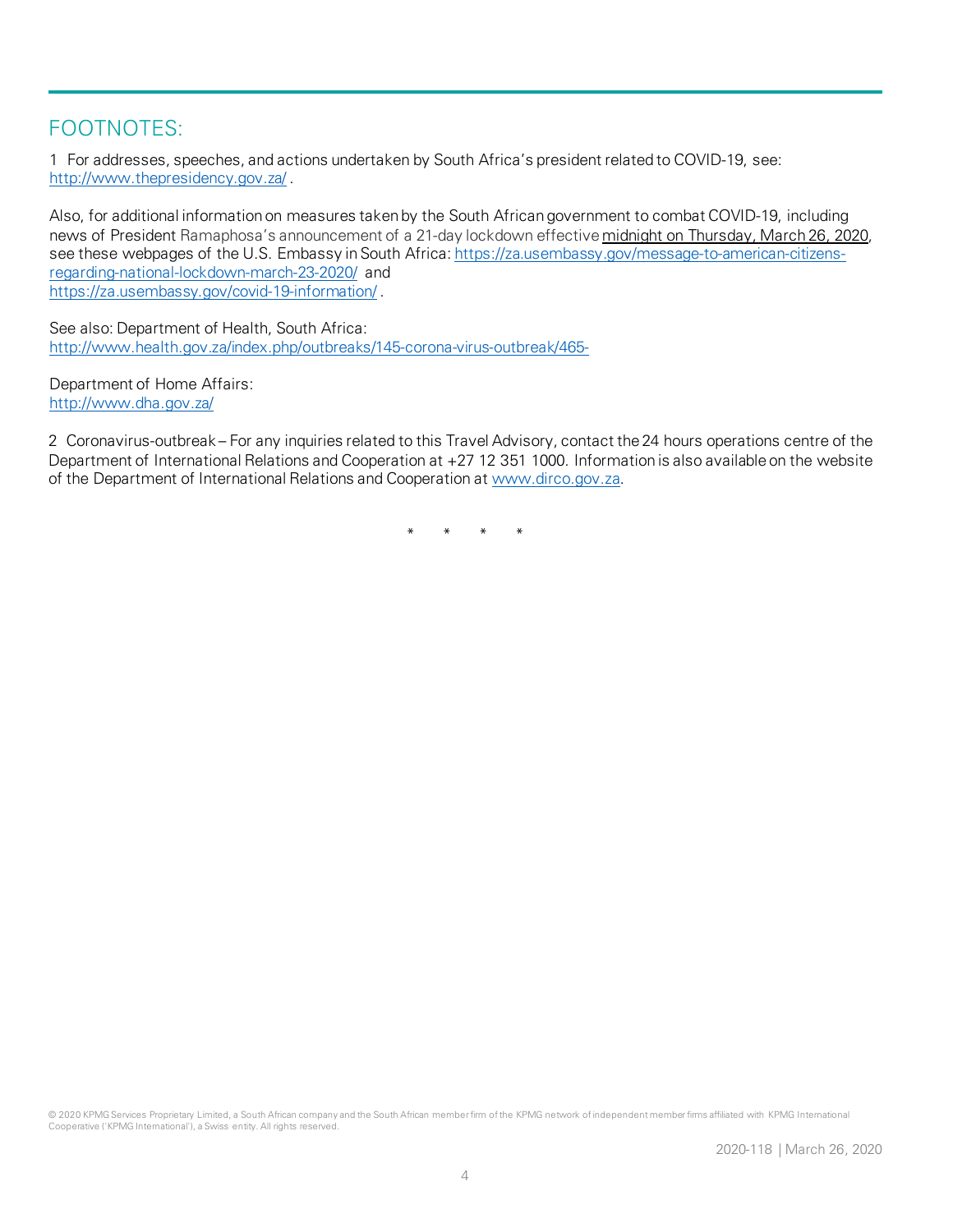## FOOTNOTES:

1 For addresses, speeches, and actions undertaken by South Africa's president related to COVID-19, see: http://www.thepresidency.gov.za/ .

Also, for additional information on measures taken by the South African government to combat COVID-19, including news of President Ramaphosa's announcement of a 21-day lockdown effective midnight on Thursday, March 26, 2020, see these webpages of the U.S. Embassy in South Africa: https://za.usembassy.gov/message-to-american-citizens-regarding-national-lockdown-march-23-2020/ and https://za.usembassy.gov/covid-19-information/ .

See also: Department of Health, South Africa: http://www.health.gov.za/index.php/outbreaks/145-corona-virus-outbreak/465-

Department of Home Affairs: http://www.dha.gov.za/

2 Coronavirus-outbreak – For any inquiries related to this Travel Advisory, contact the 24 hours operations centre of the Department of International Relations and Cooperation at +27 12 351 1000. Information is also available on the website of the Department of International Relations and Cooperation at www.dirco.gov.za.

\* \* \* \*

© 2020 KPMG Services Proprietary Limited, a South African company and the South African member firm of the KPMG network of independent member firms affiliated with KPMG International Cooperative ("KPMG International"), a Swiss entity. All rights reserved.

2020-118 | March 26, 2020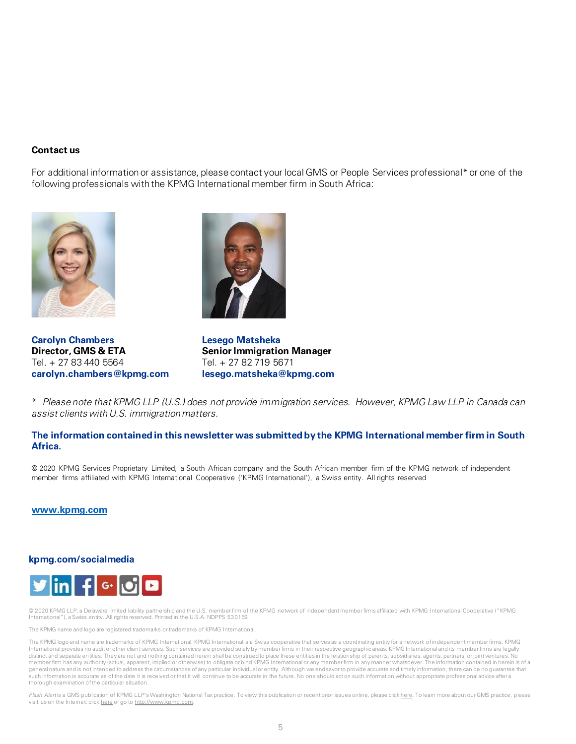**Contact us**

For additional information or assistance, please contact your local GMS or People Services professional* or one of the following professionals with the KPMG International member firm in South Africa:

**Carolyn Chambers**
**Director, GMS & ETA**
Tel. + 27 83 440 5564
**carolyn.chambers@kpmg.com**

**Lesego Matsheka**
**Senior Immigration Manager**
Tel. + 27 82 719 5671
**lesego.matsheka@kpmg.com**

* *Please note that KPMG LLP (U.S.) does not provide immigration services. However, KPMG Law LLP in Canada can assist clients with U.S. immigration matters.*

**The information contained in this newsletter was submitted by the KPMG International member firm in South Africa.**

© 2020 KPMG Services Proprietary Limited, a South African company and the South African member firm of the KPMG network of independent member firms affiliated with KPMG International Cooperative ('KPMG International'), a Swiss entity. All rights reserved

**www.kpmg.com**

**kpmg.com/socialmedia**

© 2020 KPMG LLP, a Delaware limited liability partnership and the U.S. member firm of the KPMG network of independent member firms affiliated with KPMG International Cooperative ("KPMG International"), a Swiss entity. All rights reserved. Printed in the U.S.A. NDPPS 530159

The KPMG name and logo are registered trademarks or trademarks of KPMG International.

The KPMG logo and name are trademarks of KPMG International. KPMG International is a Swiss cooperative that serves as a coordinating entity for a network of independent member firms. KPMG International provides no audit or other client services. Such services are provided solely by member firms in their respective geographic areas. KPMG International and its member firms are legally distinct and separate entities. They are not and nothing contained herein shall be construed to place these entities in the relationship of parents, subsidiaries, agents, partners, or joint ventures. No member firm has any authority (actual, apparent, implied or otherwise) to obligate or bind KPMG International or any member firm in any manner whatsoever. The information contained in herein is of a general nature and is not intended to address the circumstances of any particular individual or entity. Although we endeavor to provide accurate and timely information, there can be no guarantee that such information is accurate as of the date it is received or that it will continue to be accurate in the future. No one should act on such information without appropriate professional advice after a thorough examination of the particular situation.

*Flash Alert* is a GMS publication of KPMG LLP's Washington National Tax practice. To view this publication or recent prior issues online, please click here. To learn more about our GMS practice, please visit us on the Internet: click here or go to http://www.kpmg.com.